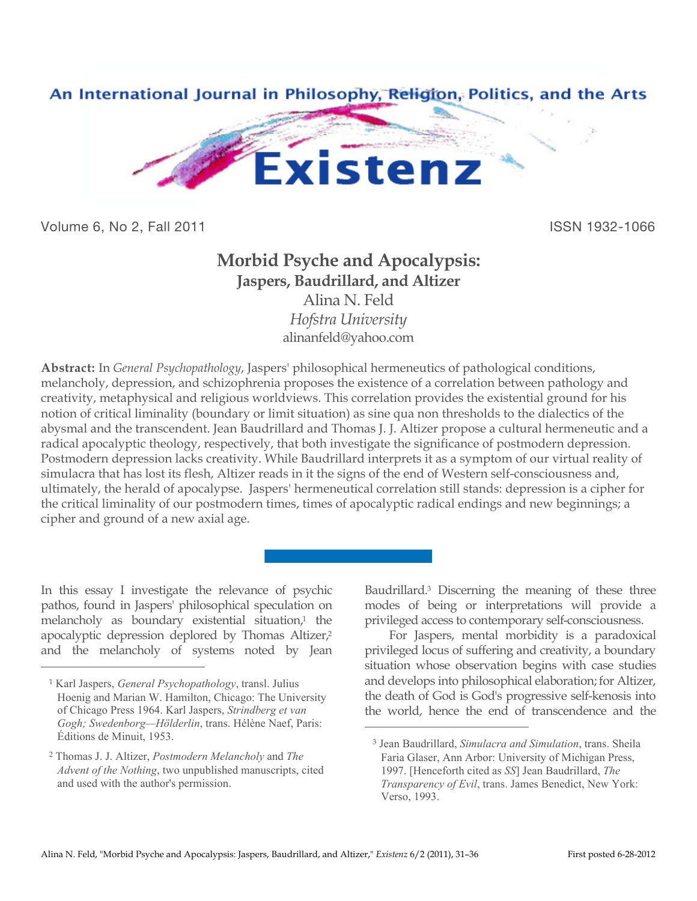An International Journal in Philosophy, Religion, Politics, and the Arts

# Existenz

Volume 6, No 2, Fall 2011 ISSN 1932-1066

## Morbid Psyche and Apocalypsis:
### Jaspers, Baudrillard, and Altizer

Alina N. Feld
*Hofstra University*
alinanfeld@yahoo.com

**Abstract:** In *General Psychopathology*, Jaspers' philosophical hermeneutics of pathological conditions, melancholy, depression, and schizophrenia proposes the existence of a correlation between pathology and creativity, metaphysical and religious worldviews. This correlation provides the existential ground for his notion of critical liminality (boundary or limit situation) as sine qua non thresholds to the dialectics of the abysmal and the transcendent. Jean Baudrillard and Thomas J. J. Altizer propose a cultural hermeneutic and a radical apocalyptic theology, respectively, that both investigate the significance of postmodern depression. Postmodern depression lacks creativity. While Baudrillard interprets it as a symptom of our virtual reality of simulacra that has lost its flesh, Altizer reads in it the signs of the end of Western self-consciousness and, ultimately, the herald of apocalypse. Jaspers' hermeneutical correlation still stands: depression is a cipher for the critical liminality of our postmodern times, times of apocalyptic radical endings and new beginnings; a cipher and ground of a new axial age.

In this essay I investigate the relevance of psychic pathos, found in Jaspers' philosophical speculation on melancholy as boundary existential situation,[1] the apocalyptic depression deplored by Thomas Altizer,[2] and the melancholy of systems noted by Jean Baudrillard.[3] Discerning the meaning of these three modes of being or interpretations will provide a privileged access to contemporary self-consciousness.

For Jaspers, mental morbidity is a paradoxical privileged locus of suffering and creativity, a boundary situation whose observation begins with case studies and develops into philosophical elaboration; for Altizer, the death of God is God's progressive self-kenosis into the world, hence the end of transcendence and the

---

[1] Karl Jaspers, *General Psychopathology*, transl. Julius Hoenig and Marian W. Hamilton, Chicago: The University of Chicago Press 1964. Karl Jaspers, *Strindberg et van Gogh; Swedenborg—Hölderlin*, trans. Hélène Naef, Paris: Éditions de Minuit, 1953.

[2] Thomas J. J. Altizer, *Postmodern Melancholy* and *The Advent of the Nothing*, two unpublished manuscripts, cited and used with the author's permission.

[3] Jean Baudrillard, *Simulacra and Simulation*, trans. Sheila Faria Glaser, Ann Arbor: University of Michigan Press, 1997. [Henceforth cited as *SS*] Jean Baudrillard, *The Transparency of Evil*, trans. James Benedict, New York: Verso, 1993.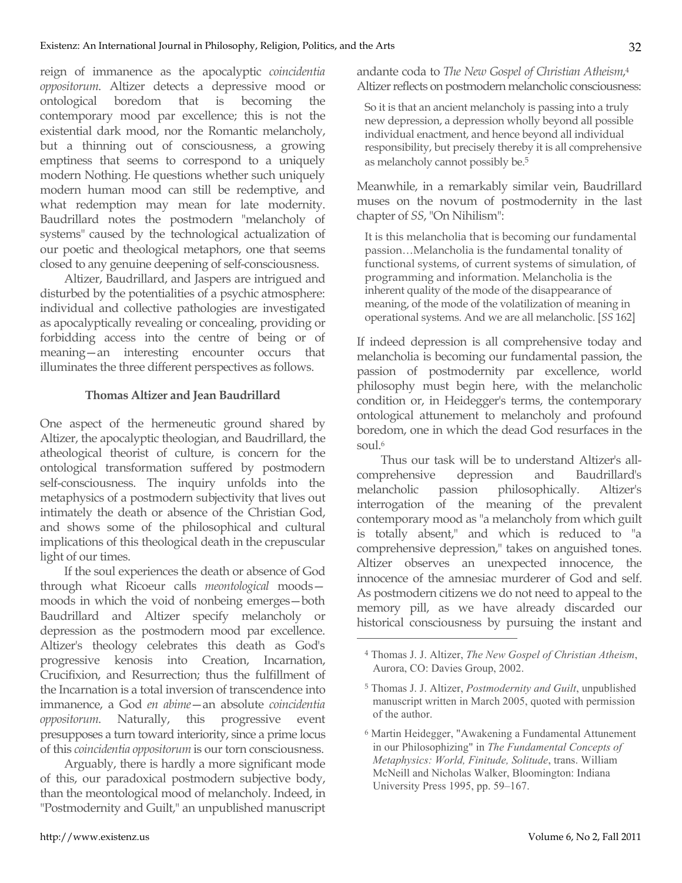reign of immanence as the apocalyptic *coincidentia oppositorum*. Altizer detects a depressive mood or ontological boredom that is becoming the contemporary mood par excellence; this is not the existential dark mood, nor the Romantic melancholy, but a thinning out of consciousness, a growing emptiness that seems to correspond to a uniquely modern Nothing. He questions whether such uniquely modern human mood can still be redemptive, and what redemption may mean for late modernity. Baudrillard notes the postmodern "melancholy of systems" caused by the technological actualization of our poetic and theological metaphors, one that seems closed to any genuine deepening of self-consciousness.

Altizer, Baudrillard, and Jaspers are intrigued and disturbed by the potentialities of a psychic atmosphere: individual and collective pathologies are investigated as apocalyptically revealing or concealing, providing or forbidding access into the centre of being or of meaning—an interesting encounter occurs that illuminates the three different perspectives as follows.

### Thomas Altizer and Jean Baudrillard

One aspect of the hermeneutic ground shared by Altizer, the apocalyptic theologian, and Baudrillard, the atheological theorist of culture, is concern for the ontological transformation suffered by postmodern self-consciousness. The inquiry unfolds into the metaphysics of a postmodern subjectivity that lives out intimately the death or absence of the Christian God, and shows some of the philosophical and cultural implications of this theological death in the crepuscular light of our times.

If the soul experiences the death or absence of God through what Ricoeur calls *meontological* moods—moods in which the void of nonbeing emerges—both Baudrillard and Altizer specify melancholy or depression as the postmodern mood par excellence. Altizer's theology celebrates this death as God's progressive kenosis into Creation, Incarnation, Crucifixion, and Resurrection; thus the fulfillment of the Incarnation is a total inversion of transcendence into immanence, a God *en abime*—an absolute *coincidentia oppositorum*. Naturally, this progressive event presupposes a turn toward interiority, since a prime locus of this *coincidentia oppositorum* is our torn consciousness.

Arguably, there is hardly a more significant mode of this, our paradoxical postmodern subjective body, than the meontological mood of melancholy. Indeed, in "Postmodernity and Guilt," an unpublished manuscript andante coda to *The New Gospel of Christian Atheism*,[4] Altizer reflects on postmodern melancholic consciousness:

> So it is that an ancient melancholy is passing into a truly new depression, a depression wholly beyond all possible individual enactment, and hence beyond all individual responsibility, but precisely thereby it is all comprehensive as melancholy cannot possibly be.[5]

Meanwhile, in a remarkably similar vein, Baudrillard muses on the novum of postmodernity in the last chapter of *SS*, "On Nihilism":

> It is this melancholia that is becoming our fundamental passion…Melancholia is the fundamental tonality of functional systems, of current systems of simulation, of programming and information. Melancholia is the inherent quality of the mode of the disappearance of meaning, of the mode of the volatilization of meaning in operational systems. And we are all melancholic. [*SS* 162]

If indeed depression is all comprehensive today and melancholia is becoming our fundamental passion, the passion of postmodernity par excellence, world philosophy must begin here, with the melancholic condition or, in Heidegger's terms, the contemporary ontological attunement to melancholy and profound boredom, one in which the dead God resurfaces in the soul.[6]

Thus our task will be to understand Altizer's all-comprehensive depression and Baudrillard's melancholic passion philosophically. Altizer's interrogation of the meaning of the prevalent contemporary mood as "a melancholy from which guilt is totally absent," and which is reduced to "a comprehensive depression," takes on anguished tones. Altizer observes an unexpected innocence, the innocence of the amnesiac murderer of God and self. As postmodern citizens we do not need to appeal to the memory pill, as we have already discarded our historical consciousness by pursuing the instant and

---

[4] Thomas J. J. Altizer, *The New Gospel of Christian Atheism*, Aurora, CO: Davies Group, 2002.

[5] Thomas J. J. Altizer, *Postmodernity and Guilt*, unpublished manuscript written in March 2005, quoted with permission of the author.

[6] Martin Heidegger, "Awakening a Fundamental Attunement in our Philosophizing" in *The Fundamental Concepts of Metaphysics: World, Finitude, Solitude*, trans. William McNeill and Nicholas Walker, Bloomington: Indiana University Press 1995, pp. 59–167.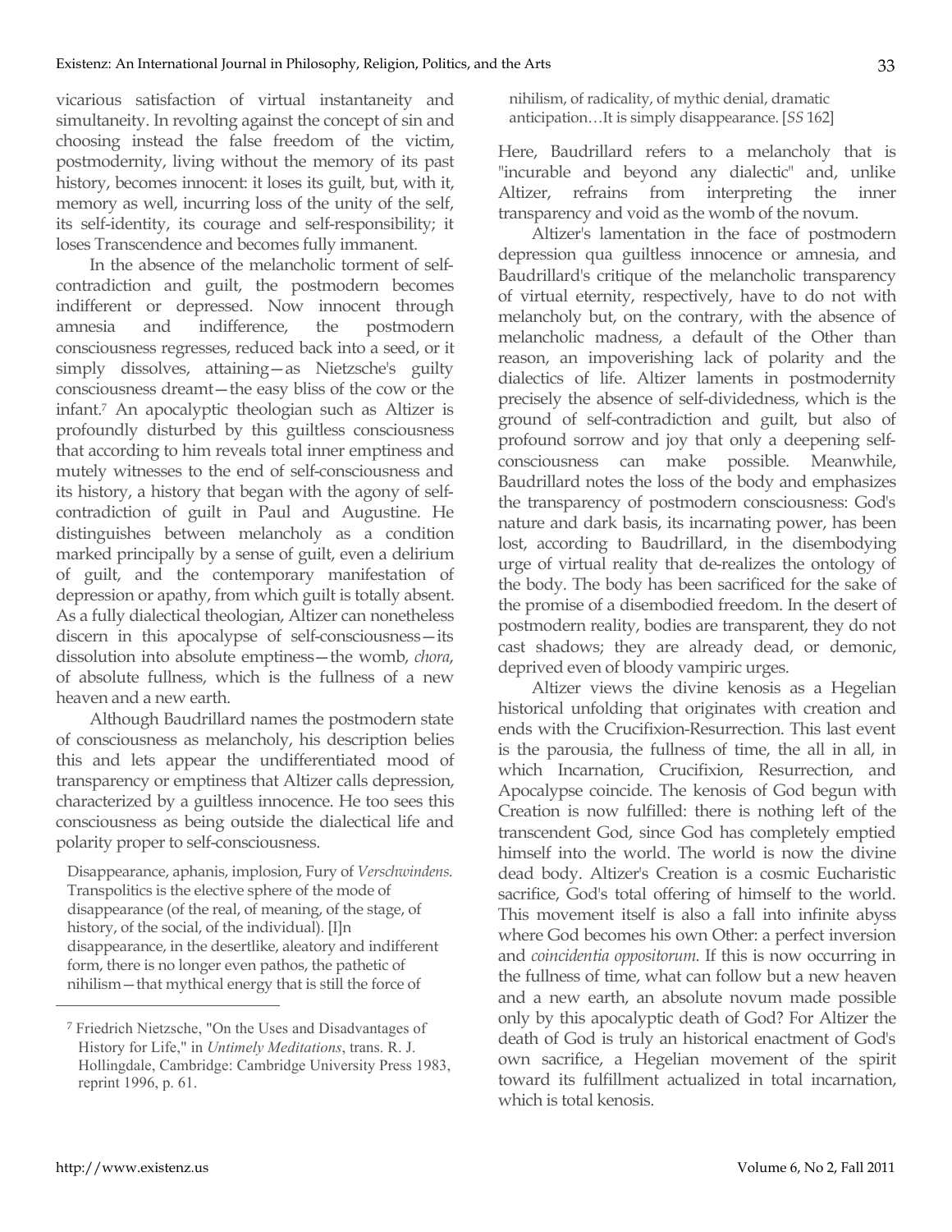vicarious satisfaction of virtual instantaneity and simultaneity. In revolting against the concept of sin and choosing instead the false freedom of the victim, postmodernity, living without the memory of its past history, becomes innocent: it loses its guilt, but, with it, memory as well, incurring loss of the unity of the self, its self-identity, its courage and self-responsibility; it loses Transcendence and becomes fully immanent.

In the absence of the melancholic torment of self-contradiction and guilt, the postmodern becomes indifferent or depressed. Now innocent through amnesia and indifference, the postmodern consciousness regresses, reduced back into a seed, or it simply dissolves, attaining—as Nietzsche's guilty consciousness dreamt—the easy bliss of the cow or the infant.[7] An apocalyptic theologian such as Altizer is profoundly disturbed by this guiltless consciousness that according to him reveals total inner emptiness and mutely witnesses to the end of self-consciousness and its history, a history that began with the agony of self-contradiction of guilt in Paul and Augustine. He distinguishes between melancholy as a condition marked principally by a sense of guilt, even a delirium of guilt, and the contemporary manifestation of depression or apathy, from which guilt is totally absent. As a fully dialectical theologian, Altizer can nonetheless discern in this apocalypse of self-consciousness—its dissolution into absolute emptiness—the womb, *chora*, of absolute fullness, which is the fullness of a new heaven and a new earth.

Although Baudrillard names the postmodern state of consciousness as melancholy, his description belies this and lets appear the undifferentiated mood of transparency or emptiness that Altizer calls depression, characterized by a guiltless innocence. He too sees this consciousness as being outside the dialectical life and polarity proper to self-consciousness.

> Disappearance, aphanis, implosion, Fury of *Verschwindens*. Transpolitics is the elective sphere of the mode of disappearance (of the real, of meaning, of the stage, of history, of the social, of the individual). [I]n disappearance, in the desertlike, aleatory and indifferent form, there is no longer even pathos, the pathetic of nihilism—that mythical energy that is still the force of nihilism, of radicality, of mythic denial, dramatic anticipation…It is simply disappearance. [*SS* 162]

Here, Baudrillard refers to a melancholy that is "incurable and beyond any dialectic" and, unlike Altizer, refrains from interpreting the inner transparency and void as the womb of the novum.

Altizer's lamentation in the face of postmodern depression qua guiltless innocence or amnesia, and Baudrillard's critique of the melancholic transparency of virtual eternity, respectively, have to do not with melancholy but, on the contrary, with the absence of melancholic madness, a default of the Other than reason, an impoverishing lack of polarity and the dialectics of life. Altizer laments in postmodernity precisely the absence of self-dividedness, which is the ground of self-contradiction and guilt, but also of profound sorrow and joy that only a deepening self-consciousness can make possible. Meanwhile, Baudrillard notes the loss of the body and emphasizes the transparency of postmodern consciousness: God's nature and dark basis, its incarnating power, has been lost, according to Baudrillard, in the disembodying urge of virtual reality that de-realizes the ontology of the body. The body has been sacrificed for the sake of the promise of a disembodied freedom. In the desert of postmodern reality, bodies are transparent, they do not cast shadows; they are already dead, or demonic, deprived even of bloody vampiric urges.

Altizer views the divine kenosis as a Hegelian historical unfolding that originates with creation and ends with the Crucifixion-Resurrection. This last event is the parousia, the fullness of time, the all in all, in which Incarnation, Crucifixion, Resurrection, and Apocalypse coincide. The kenosis of God begun with Creation is now fulfilled: there is nothing left of the transcendent God, since God has completely emptied himself into the world. The world is now the divine dead body. Altizer's Creation is a cosmic Eucharistic sacrifice, God's total offering of himself to the world. This movement itself is also a fall into infinite abyss where God becomes his own Other: a perfect inversion and *coincidentia oppositorum*. If this is now occurring in the fullness of time, what can follow but a new heaven and a new earth, an absolute novum made possible only by this apocalyptic death of God? For Altizer the death of God is truly an historical enactment of God's own sacrifice, a Hegelian movement of the spirit toward its fulfillment actualized in total incarnation, which is total kenosis.

---

[7] Friedrich Nietzsche, "On the Uses and Disadvantages of History for Life," in *Untimely Meditations*, trans. R. J. Hollingdale, Cambridge: Cambridge University Press 1983, reprint 1996, p. 61.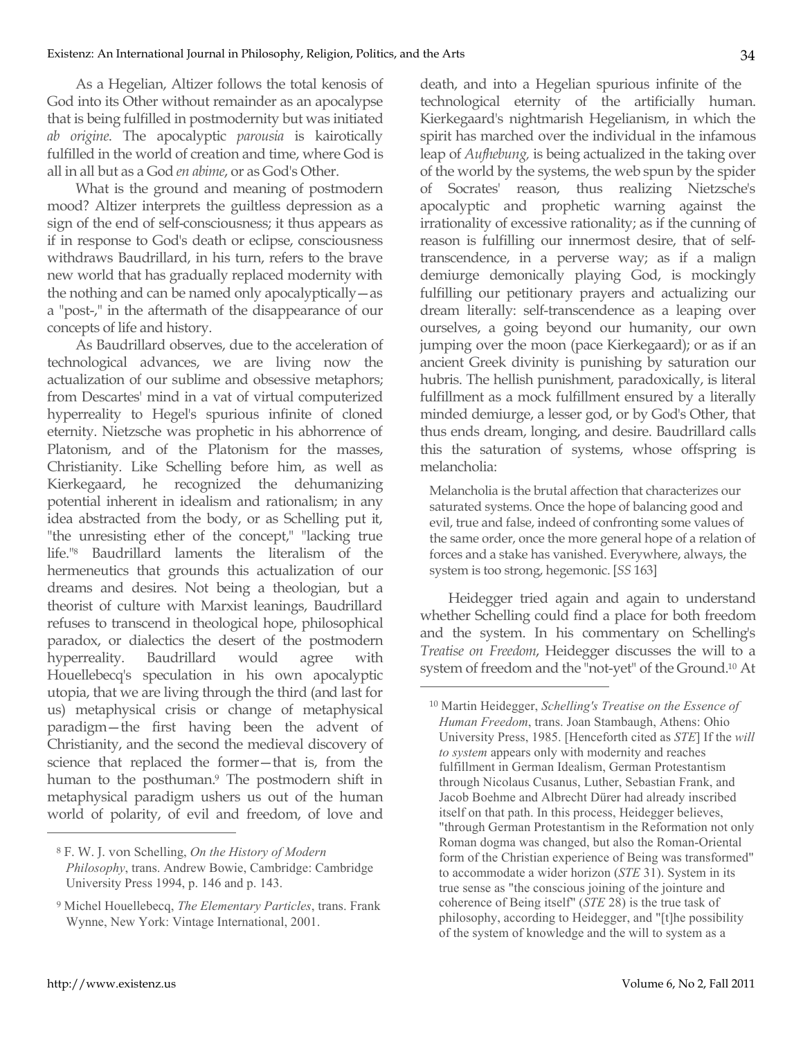As a Hegelian, Altizer follows the total kenosis of God into its Other without remainder as an apocalypse that is being fulfilled in postmodernity but was initiated *ab origine*. The apocalyptic *parousia* is kairotically fulfilled in the world of creation and time, where God is all in all but as a God *en abime*, or as God's Other.

What is the ground and meaning of postmodern mood? Altizer interprets the guiltless depression as a sign of the end of self-consciousness; it thus appears as if in response to God's death or eclipse, consciousness withdraws Baudrillard, in his turn, refers to the brave new world that has gradually replaced modernity with the nothing and can be named only apocalyptically—as a "post-," in the aftermath of the disappearance of our concepts of life and history.

As Baudrillard observes, due to the acceleration of technological advances, we are living now the actualization of our sublime and obsessive metaphors; from Descartes' mind in a vat of virtual computerized hyperreality to Hegel's spurious infinite of cloned eternity. Nietzsche was prophetic in his abhorrence of Platonism, and of the Platonism for the masses, Christianity. Like Schelling before him, as well as Kierkegaard, he recognized the dehumanizing potential inherent in idealism and rationalism; in any idea abstracted from the body, or as Schelling put it, "the unresisting ether of the concept," "lacking true life."[8] Baudrillard laments the literalism of the hermeneutics that grounds this actualization of our dreams and desires. Not being a theologian, but a theorist of culture with Marxist leanings, Baudrillard refuses to transcend in theological hope, philosophical paradox, or dialectics the desert of the postmodern hyperreality. Baudrillard would agree with Houellebecq's speculation in his own apocalyptic utopia, that we are living through the third (and last for us) metaphysical crisis or change of metaphysical paradigm—the first having been the advent of Christianity, and the second the medieval discovery of science that replaced the former—that is, from the human to the posthuman.[9] The postmodern shift in metaphysical paradigm ushers us out of the human world of polarity, of evil and freedom, of love and death, and into a Hegelian spurious infinite of the technological eternity of the artificially human. Kierkegaard's nightmarish Hegelianism, in which the spirit has marched over the individual in the infamous leap of *Aufhebung,* is being actualized in the taking over of the world by the systems, the web spun by the spider of Socrates' reason, thus realizing Nietzsche's apocalyptic and prophetic warning against the irrationality of excessive rationality; as if the cunning of reason is fulfilling our innermost desire, that of self-transcendence, in a perverse way; as if a malign demiurge demonically playing God, is mockingly fulfilling our petitionary prayers and actualizing our dream literally: self-transcendence as a leaping over ourselves, a going beyond our humanity, our own jumping over the moon (pace Kierkegaard); or as if an ancient Greek divinity is punishing by saturation our hubris. The hellish punishment, paradoxically, is literal fulfillment as a mock fulfillment ensured by a literally minded demiurge, a lesser god, or by God's Other, that thus ends dream, longing, and desire. Baudrillard calls this the saturation of systems, whose offspring is melancholia:

> Melancholia is the brutal affection that characterizes our saturated systems. Once the hope of balancing good and evil, true and false, indeed of confronting some values of the same order, once the more general hope of a relation of forces and a stake has vanished. Everywhere, always, the system is too strong, hegemonic. [*SS* 163]

Heidegger tried again and again to understand whether Schelling could find a place for both freedom and the system. In his commentary on Schelling's *Treatise on Freedom*, Heidegger discusses the will to a system of freedom and the "not-yet" of the Ground.[10] At

---

[8] F. W. J. von Schelling, *On the History of Modern Philosophy*, trans. Andrew Bowie, Cambridge: Cambridge University Press 1994, p. 146 and p. 143.

[9] Michel Houellebecq, *The Elementary Particles*, trans. Frank Wynne, New York: Vintage International, 2001.

[10] Martin Heidegger, *Schelling's Treatise on the Essence of Human Freedom*, trans. Joan Stambaugh, Athens: Ohio University Press, 1985. [Henceforth cited as *STE*] If the *will to system* appears only with modernity and reaches fulfillment in German Idealism, German Protestantism through Nicolaus Cusanus, Luther, Sebastian Frank, and Jacob Boehme and Albrecht Dürer had already inscribed itself on that path. In this process, Heidegger believes, "through German Protestantism in the Reformation not only Roman dogma was changed, but also the Roman-Oriental form of the Christian experience of Being was transformed" to accommodate a wider horizon (*STE* 31). System in its true sense as "the conscious joining of the jointure and coherence of Being itself" (*STE* 28) is the true task of philosophy, according to Heidegger, and "[t]he possibility of the system of knowledge and the will to system as a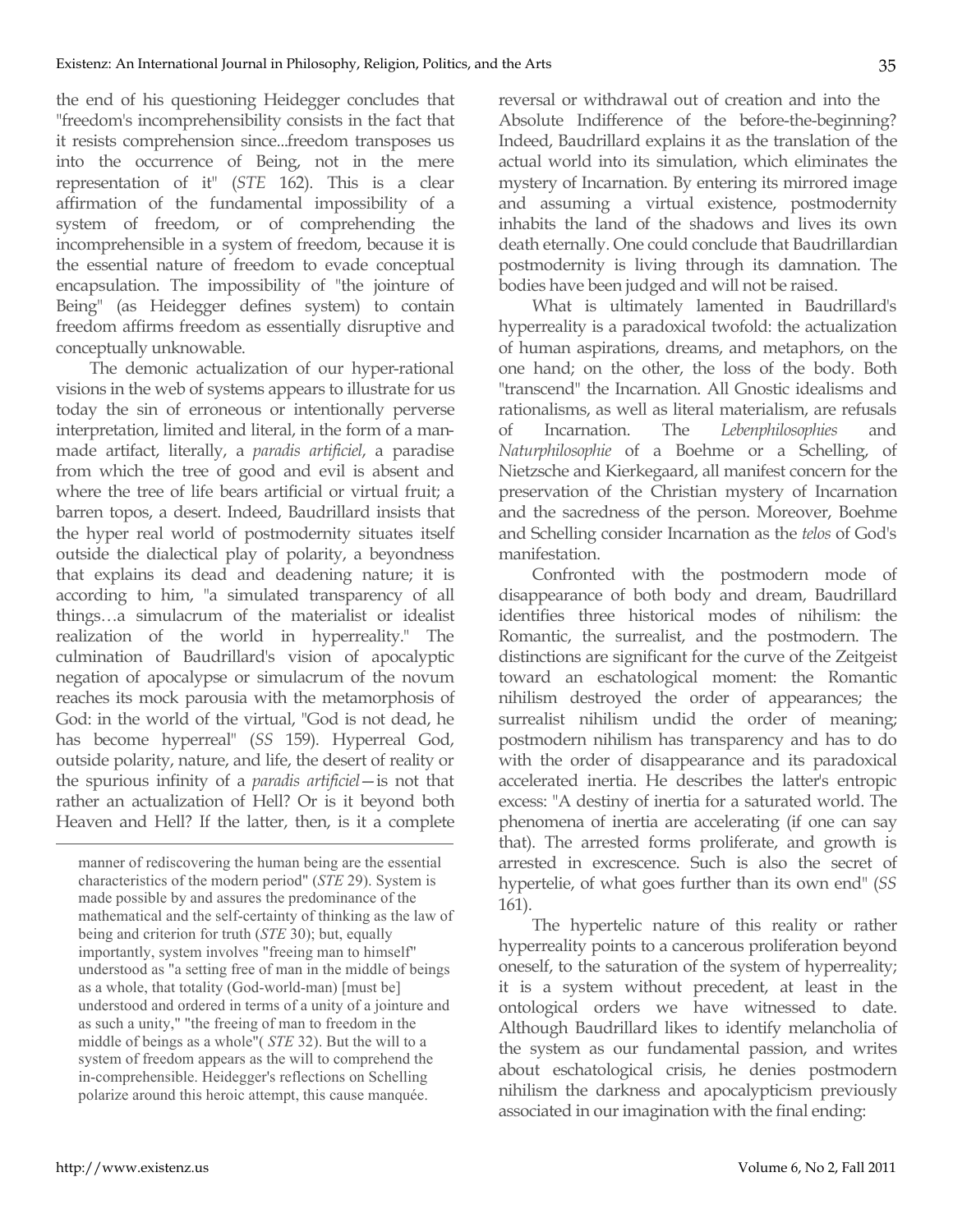the end of his questioning Heidegger concludes that "freedom's incomprehensibility consists in the fact that it resists comprehension since...freedom transposes us into the occurrence of Being, not in the mere representation of it" (*STE* 162). This is a clear affirmation of the fundamental impossibility of a system of freedom, or of comprehending the incomprehensible in a system of freedom, because it is the essential nature of freedom to evade conceptual encapsulation. The impossibility of "the jointure of Being" (as Heidegger defines system) to contain freedom affirms freedom as essentially disruptive and conceptually unknowable.

The demonic actualization of our hyper-rational visions in the web of systems appears to illustrate for us today the sin of erroneous or intentionally perverse interpretation, limited and literal, in the form of a man-made artifact, literally, a *paradis artificiel*, a paradise from which the tree of good and evil is absent and where the tree of life bears artificial or virtual fruit; a barren topos, a desert. Indeed, Baudrillard insists that the hyper real world of postmodernity situates itself outside the dialectical play of polarity, a beyondness that explains its dead and deadening nature; it is according to him, "a simulated transparency of all things…a simulacrum of the materialist or idealist realization of the world in hyperreality." The culmination of Baudrillard's vision of apocalyptic negation of apocalypse or simulacrum of the novum reaches its mock parousia with the metamorphosis of God: in the world of the virtual, "God is not dead, he has become hyperreal" (*SS* 159). Hyperreal God, outside polarity, nature, and life, the desert of reality or the spurious infinity of a *paradis artificiel*—is not that rather an actualization of Hell? Or is it beyond both Heaven and Hell? If the latter, then, is it a complete reversal or withdrawal out of creation and into the Absolute Indifference of the before-the-beginning? Indeed, Baudrillard explains it as the translation of the actual world into its simulation, which eliminates the mystery of Incarnation. By entering its mirrored image and assuming a virtual existence, postmodernity inhabits the land of the shadows and lives its own death eternally. One could conclude that Baudrillardian postmodernity is living through its damnation. The bodies have been judged and will not be raised.

What is ultimately lamented in Baudrillard's hyperreality is a paradoxical twofold: the actualization of human aspirations, dreams, and metaphors, on the one hand; on the other, the loss of the body. Both "transcend" the Incarnation. All Gnostic idealisms and rationalisms, as well as literal materialism, are refusals of Incarnation. The *Lebenphilosophies* and *Naturphilosophie* of a Boehme or a Schelling, of Nietzsche and Kierkegaard, all manifest concern for the preservation of the Christian mystery of Incarnation and the sacredness of the person. Moreover, Boehme and Schelling consider Incarnation as the *telos* of God's manifestation.

Confronted with the postmodern mode of disappearance of both body and dream, Baudrillard identifies three historical modes of nihilism: the Romantic, the surrealist, and the postmodern. The distinctions are significant for the curve of the Zeitgeist toward an eschatological moment: the Romantic nihilism destroyed the order of appearances; the surrealist nihilism undid the order of meaning; postmodern nihilism has transparency and has to do with the order of disappearance and its paradoxical accelerated inertia. He describes the latter's entropic excess: "A destiny of inertia for a saturated world. The phenomena of inertia are accelerating (if one can say that). The arrested forms proliferate, and growth is arrested in excrescence. Such is also the secret of hypertelie, of what goes further than its own end" (*SS* 161).

The hypertelic nature of this reality or rather hyperreality points to a cancerous proliferation beyond oneself, to the saturation of the system of hyperreality; it is a system without precedent, at least in the ontological orders we have witnessed to date. Although Baudrillard likes to identify melancholia of the system as our fundamental passion, and writes about eschatological crisis, he denies postmodern nihilism the darkness and apocalypticism previously associated in our imagination with the final ending:

---

manner of rediscovering the human being are the essential characteristics of the modern period" (*STE* 29). System is made possible by and assures the predominance of the mathematical and the self-certainty of thinking as the law of being and criterion for truth (*STE* 30); but, equally importantly, system involves "freeing man to himself" understood as "a setting free of man in the middle of beings as a whole, that totality (God-world-man) [must be] understood and ordered in terms of a unity of a jointure and as such a unity," "the freeing of man to freedom in the middle of beings as a whole"( *STE* 32). But the will to a system of freedom appears as the will to comprehend the in-comprehensible. Heidegger's reflections on Schelling polarize around this heroic attempt, this cause manquée.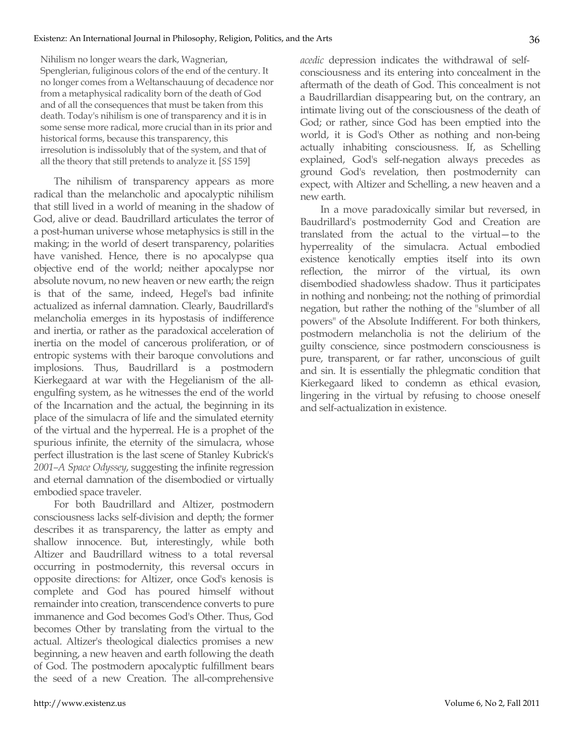> Nihilism no longer wears the dark, Wagnerian, Spenglerian, fuliginous colors of the end of the century. It no longer comes from a Weltanschauung of decadence nor from a metaphysical radicality born of the death of God and of all the consequences that must be taken from this death. Today's nihilism is one of transparency and it is in some sense more radical, more crucial than in its prior and historical forms, because this transparency, this irresolution is indissolubly that of the system, and that of all the theory that still pretends to analyze it. [*SS* 159]

The nihilism of transparency appears as more radical than the melancholic and apocalyptic nihilism that still lived in a world of meaning in the shadow of God, alive or dead. Baudrillard articulates the terror of a post-human universe whose metaphysics is still in the making; in the world of desert transparency, polarities have vanished. Hence, there is no apocalypse qua objective end of the world; neither apocalypse nor absolute novum, no new heaven or new earth; the reign is that of the same, indeed, Hegel's bad infinite actualized as infernal damnation. Clearly, Baudrillard's melancholia emerges in its hypostasis of indifference and inertia, or rather as the paradoxical acceleration of inertia on the model of cancerous proliferation, or of entropic systems with their baroque convolutions and implosions. Thus, Baudrillard is a postmodern Kierkegaard at war with the Hegelianism of the all-engulfing system, as he witnesses the end of the world of the Incarnation and the actual, the beginning in its place of the simulacra of life and the simulated eternity of the virtual and the hyperreal. He is a prophet of the spurious infinite, the eternity of the simulacra, whose perfect illustration is the last scene of Stanley Kubrick's *2001–A Space Odyssey*, suggesting the infinite regression and eternal damnation of the disembodied or virtually embodied space traveler.

For both Baudrillard and Altizer, postmodern consciousness lacks self-division and depth; the former describes it as transparency, the latter as empty and shallow innocence. But, interestingly, while both Altizer and Baudrillard witness to a total reversal occurring in postmodernity, this reversal occurs in opposite directions: for Altizer, once God's kenosis is complete and God has poured himself without remainder into creation, transcendence converts to pure immanence and God becomes God's Other. Thus, God becomes Other by translating from the virtual to the actual. Altizer's theological dialectics promises a new beginning, a new heaven and earth following the death of God. The postmodern apocalyptic fulfillment bears the seed of a new Creation. The all-comprehensive *acedic* depression indicates the withdrawal of self-consciousness and its entering into concealment in the aftermath of the death of God. This concealment is not a Baudrillardian disappearing but, on the contrary, an intimate living out of the consciousness of the death of God; or rather, since God has been emptied into the world, it is God's Other as nothing and non-being actually inhabiting consciousness. If, as Schelling explained, God's self-negation always precedes as ground God's revelation, then postmodernity can expect, with Altizer and Schelling, a new heaven and a new earth.

In a move paradoxically similar but reversed, in Baudrillard's postmodernity God and Creation are translated from the actual to the virtual—to the hyperreality of the simulacra. Actual embodied existence kenotically empties itself into its own reflection, the mirror of the virtual, its own disembodied shadowless shadow. Thus it participates in nothing and nonbeing; not the nothing of primordial negation, but rather the nothing of the "slumber of all powers" of the Absolute Indifferent. For both thinkers, postmodern melancholia is not the delirium of the guilty conscience, since postmodern consciousness is pure, transparent, or far rather, unconscious of guilt and sin. It is essentially the phlegmatic condition that Kierkegaard liked to condemn as ethical evasion, lingering in the virtual by refusing to choose oneself and self-actualization in existence.